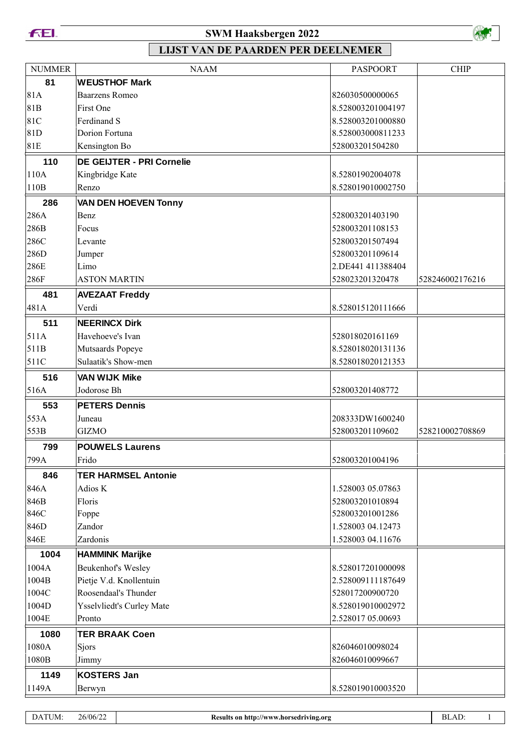# SWM Haaksbergen 2022

## LIJST VAN DE PAARDEN PER DEELNEMER

| NUMMER | NAAM | PASPOORT | CHIP |
|---|---|---|---|
| **81** | **WEUSTHOF Mark** | | |
| 81A | Baarzens Romeo | 826030500000065 | |
| 81B | First One | 8.528003201004197 | |
| 81C | Ferdinand S | 8.528003201000880 | |
| 81D | Dorion Fortuna | 8.528003000811233 | |
| 81E | Kensington Bo | 528003201504280 | |
| **110** | **DE GEIJTER - PRI Cornelie** | | |
| 110A | Kingbridge Kate | 8.52801902004078 | |
| 110B | Renzo | 8.528019010002750 | |
| **286** | **VAN DEN HOEVEN Tonny** | | |
| 286A | Benz | 528003201403190 | |
| 286B | Focus | 528003201108153 | |
| 286C | Levante | 528003201507494 | |
| 286D | Jumper | 528003201109614 | |
| 286E | Limo | 2.DE441 411388404 | |
| 286F | ASTON MARTIN | 528023201320478 | 528246002176216 |
| **481** | **AVEZAAT Freddy** | | |
| 481A | Verdi | 8.528015120111666 | |
| **511** | **NEERINCX Dirk** | | |
| 511A | Havehoeve's Ivan | 528018020161169 | |
| 511B | Mutsaards Popeye | 8.528018020131136 | |
| 511C | Sulaatik's Show-men | 8.528018020121353 | |
| **516** | **VAN WIJK Mike** | | |
| 516A | Jodorose Bh | 528003201408772 | |
| **553** | **PETERS Dennis** | | |
| 553A | Juneau | 208333DW1600240 | |
| 553B | GIZMO | 528003201109602 | 528210002708869 |
| **799** | **POUWELS Laurens** | | |
| 799A | Frido | 528003201004196 | |
| **846** | **TER HARMSEL Antonie** | | |
| 846A | Adios K | 1.528003 05.07863 | |
| 846B | Floris | 528003201010894 | |
| 846C | Foppe | 528003201001286 | |
| 846D | Zandor | 1.528003 04.12473 | |
| 846E | Zardonis | 1.528003 04.11676 | |
| **1004** | **HAMMINK Marijke** | | |
| 1004A | Beukenhof's Wesley | 8.528017201000098 | |
| 1004B | Pietje V.d. Knollentuin | 2.528009111187649 | |
| 1004C | Roosendaal's Thunder | 528017200900720 | |
| 1004D | Ysselvliedt's Curley Mate | 8.528019010002972 | |
| 1004E | Pronto | 2.528017 05.00693 | |
| **1080** | **TER BRAAK Coen** | | |
| 1080A | Sjors | 826046010098024 | |
| 1080B | Jimmy | 826046010099667 | |
| **1149** | **KOSTERS Jan** | | |
| 1149A | Berwyn | 8.528019010003520 | |

DATUM: 26/06/22 | Results on http://www.horsedriving.org | BLAD: 1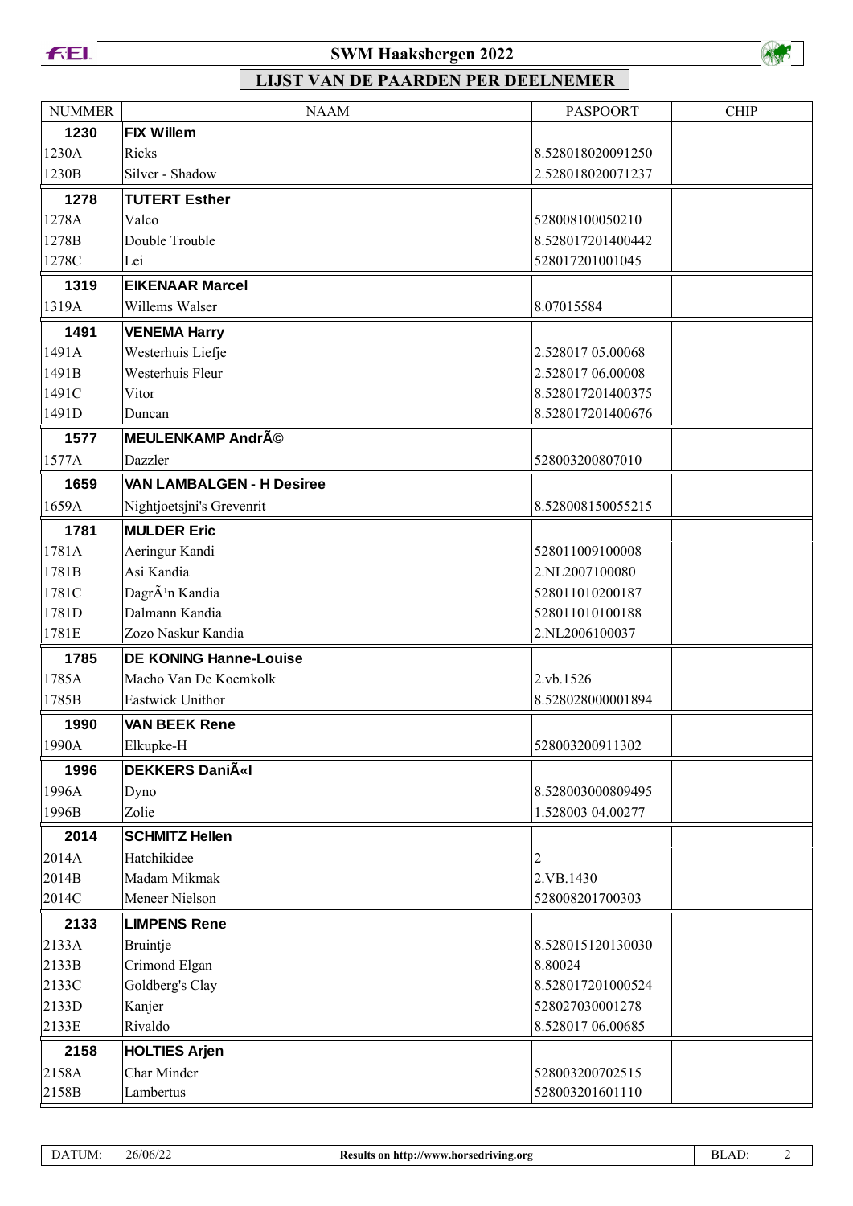# SWM Haaksbergen 2022

## LIJST VAN DE PAARDEN PER DEELNEMER

| NUMMER | NAAM | PASPOORT | CHIP |
|---|---|---|---|
| **1230** | **FIX Willem** | | |
| 1230A | Ricks | 8.528018020091250 | |
| 1230B | Silver - Shadow | 2.528018020071237 | |
| **1278** | **TUTERT Esther** | | |
| 1278A | Valco | 528008100050210 | |
| 1278B | Double Trouble | 8.528017201400442 | |
| 1278C | Lei | 528017201001045 | |
| **1319** | **EIKENAAR Marcel** | | |
| 1319A | Willems Walser | 8.07015584 | |
| **1491** | **VENEMA Harry** | | |
| 1491A | Westerhuis Liefje | 2.528017 05.00068 | |
| 1491B | Westerhuis Fleur | 2.528017 06.00008 | |
| 1491C | Vitor | 8.528017201400375 | |
| 1491D | Duncan | 8.528017201400676 | |
| **1577** | **MEULENKAMP AndrÃ©** | | |
| 1577A | Dazzler | 528003200807010 | |
| **1659** | **VAN LAMBALGEN - H Desiree** | | |
| 1659A | Nightjoetsjni's Grevenrit | 8.528008150055215 | |
| **1781** | **MULDER Eric** | | |
| 1781A | Aeringur Kandi | 528011009100008 | |
| 1781B | Asi Kandia | 2.NL2007100080 | |
| 1781C | DagrÃ¹n Kandia | 528011010200187 | |
| 1781D | Dalmann Kandia | 528011010100188 | |
| 1781E | Zozo Naskur Kandia | 2.NL2006100037 | |
| **1785** | **DE KONING Hanne-Louise** | | |
| 1785A | Macho Van De Koemkolk | 2.vb.1526 | |
| 1785B | Eastwick Unithor | 8.528028000001894 | |
| **1990** | **VAN BEEK Rene** | | |
| 1990A | Elkupke-H | 528003200911302 | |
| **1996** | **DEKKERS DaniÃ«l** | | |
| 1996A | Dyno | 8.528003000809495 | |
| 1996B | Zolie | 1.528003 04.00277 | |
| **2014** | **SCHMITZ Hellen** | | |
| 2014A | Hatchikidee | 2 | |
| 2014B | Madam Mikmak | 2.VB.1430 | |
| 2014C | Meneer Nielson | 528008201700303 | |
| **2133** | **LIMPENS Rene** | | |
| 2133A | Bruintje | 8.528015120130030 | |
| 2133B | Crimond Elgan | 8.80024 | |
| 2133C | Goldberg's Clay | 8.528017201000524 | |
| 2133D | Kanjer | 528027030001278 | |
| 2133E | Rivaldo | 8.528017 06.00685 | |
| **2158** | **HOLTIES Arjen** | | |
| 2158A | Char Minder | 528003200702515 | |
| 2158B | Lambertus | 528003201601110 | |

DATUM: 26/06/22 | Results on http://www.horsedriving.org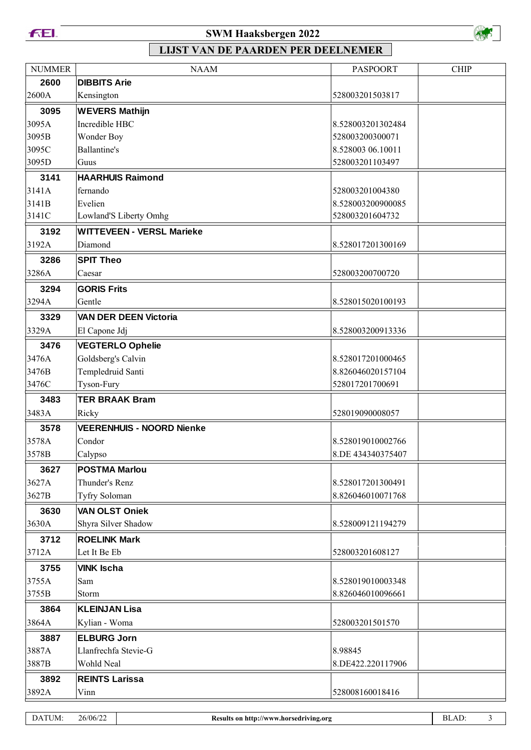# SWM Haaksbergen 2022

## LIJST VAN DE PAARDEN PER DEELNEMER

| NUMMER | NAAM | PASPOORT | CHIP |
|---|---|---|---|
| **2600** | **DIBBITS Arie** | | |
| 2600A | Kensington | 528003201503817 | |
| **3095** | **WEVERS Mathijn** | | |
| 3095A | Incredible HBC | 8.528003201302484 | |
| 3095B | Wonder Boy | 528003200300071 | |
| 3095C | Ballantine's | 8.528003 06.10011 | |
| 3095D | Guus | 528003201103497 | |
| **3141** | **HAARHUIS Raimond** | | |
| 3141A | fernando | 528003201004380 | |
| 3141B | Evelien | 8.528003200900085 | |
| 3141C | Lowland'S Liberty Omhg | 528003201604732 | |
| **3192** | **WITTEVEEN - VERSL Marieke** | | |
| 3192A | Diamond | 8.528017201300169 | |
| **3286** | **SPIT Theo** | | |
| 3286A | Caesar | 528003200700720 | |
| **3294** | **GORIS Frits** | | |
| 3294A | Gentle | 8.528015020100193 | |
| **3329** | **VAN DER DEEN Victoria** | | |
| 3329A | El Capone Jdj | 8.528003200913336 | |
| **3476** | **VEGTERLO Ophelie** | | |
| 3476A | Goldsberg's Calvin | 8.528017201000465 | |
| 3476B | Templedruid Santi | 8.826046020157104 | |
| 3476C | Tyson-Fury | 528017201700691 | |
| **3483** | **TER BRAAK Bram** | | |
| 3483A | Ricky | 528019090008057 | |
| **3578** | **VEERENHUIS - NOORD Nienke** | | |
| 3578A | Condor | 8.528019010002766 | |
| 3578B | Calypso | 8.DE 434340375407 | |
| **3627** | **POSTMA Marlou** | | |
| 3627A | Thunder's Renz | 8.528017201300491 | |
| 3627B | Tyfry Soloman | 8.826046010071768 | |
| **3630** | **VAN OLST Oniek** | | |
| 3630A | Shyra Silver Shadow | 8.528009121194279 | |
| **3712** | **ROELINK Mark** | | |
| 3712A | Let It Be Eb | 528003201608127 | |
| **3755** | **VINK Ischa** | | |
| 3755A | Sam | 8.528019010003348 | |
| 3755B | Storm | 8.826046010096661 | |
| **3864** | **KLEINJAN Lisa** | | |
| 3864A | Kylian - Woma | 528003201501570 | |
| **3887** | **ELBURG Jorn** | | |
| 3887A | Llanfrechfa Stevie-G | 8.98845 | |
| 3887B | Wohld Neal | 8.DE422.220117906 | |
| **3892** | **REINTS Larissa** | | |
| 3892A | Vinn | 528008160018416 | |

DATUM: 26/06/22 — Results on http://www.horsedriving.org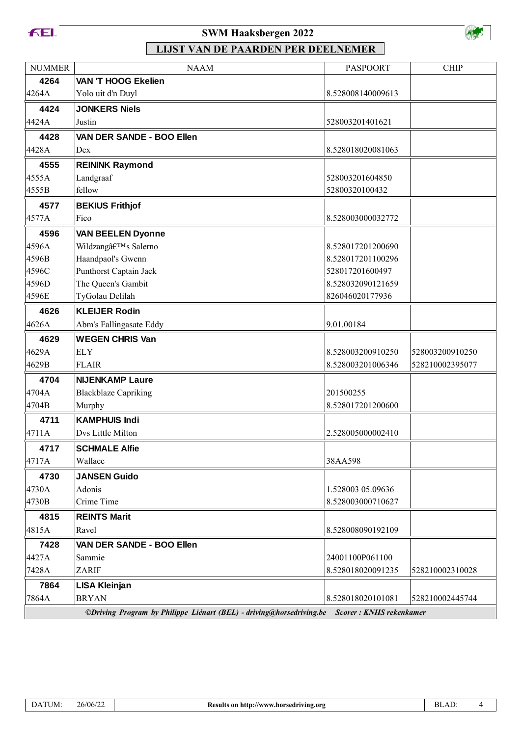# SWM Haaksbergen 2022

## LIJST VAN DE PAARDEN PER DEELNEMER

| NUMMER | NAAM | PASPOORT | CHIP |
|---|---|---|---|
| **4264** | **VAN 'T HOOG Ekelien** | | |
| 4264A | Yolo uit d'n Duyl | 8.528008140009613 | |
| **4424** | **JONKERS Niels** | | |
| 4424A | Justin | 528003201401621 | |
| **4428** | **VAN DER SANDE - BOO Ellen** | | |
| 4428A | Dex | 8.528018020081063 | |
| **4555** | **REININK Raymond** | | |
| 4555A | Landgraaf | 528003201604850 | |
| 4555B | fellow | 52800320100432 | |
| **4577** | **BEKIUS Frithjof** | | |
| 4577A | Fico | 8.528003000032772 | |
| **4596** | **VAN BEELEN Dyonne** | | |
| 4596A | Wildzangâ€™s Salerno | 8.528017201200690 | |
| 4596B | Haandpaol's Gwenn | 8.528017201100296 | |
| 4596C | Punthorst Captain Jack | 528017201600497 | |
| 4596D | The Queen's Gambit | 8.528032090121659 | |
| 4596E | TyGolau Delilah | 826046020177936 | |
| **4626** | **KLEIJER Rodin** | | |
| 4626A | Abm's Fallingasate Eddy | 9.01.00184 | |
| **4629** | **WEGEN CHRIS Van** | | |
| 4629A | ELY | 8.528003200910250 | 528003200910250 |
| 4629B | FLAIR | 8.528003201006346 | 528210002395077 |
| **4704** | **NIJENKAMP Laure** | | |
| 4704A | Blackblaze Capriking | 201500255 | |
| 4704B | Murphy | 8.528017201200600 | |
| **4711** | **KAMPHUIS Indi** | | |
| 4711A | Dvs Little Milton | 2.528005000002410 | |
| **4717** | **SCHMALE Alfie** | | |
| 4717A | Wallace | 38AA598 | |
| **4730** | **JANSEN Guido** | | |
| 4730A | Adonis | 1.528003 05.09636 | |
| 4730B | Crime Time | 8.528003000710627 | |
| **4815** | **REINTS Marit** | | |
| 4815A | Ravel | 8.528008090192109 | |
| **7428** | **VAN DER SANDE - BOO Ellen** | | |
| 4427A | Sammie | 24001100P061100 | |
| 7428A | ZARIF | 8.528018020091235 | 528210002310028 |
| **7864** | **LISA Kleinjan** | | |
| 7864A | BRYAN | 8.528018020101081 | 528210002445744 |

*©Driving Program by Philippe Liénart (BEL) - driving@horsedriving.be Scorer : KNHS rekenkamer*

DATUM: 26/06/22 — Results on http://www.horsedriving.org